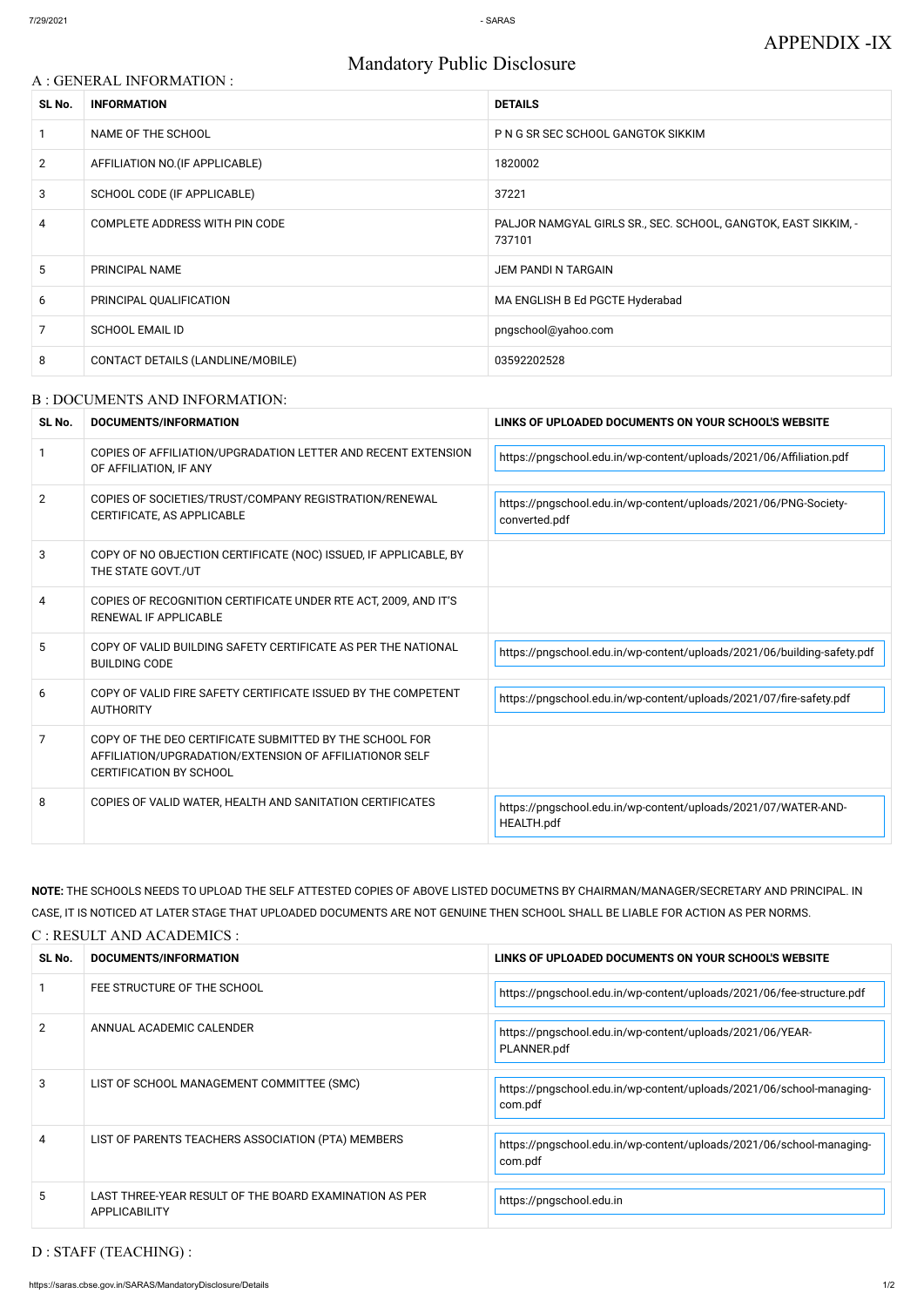APPENDIX -IX

# Mandatory Public Disclosure

## A : GENERAL INFORMATION :

| SL No. | INFORMATION | DETAILS |
|---|---|---|
| 1 | NAME OF THE SCHOOL | P N G SR SEC SCHOOL GANGTOK SIKKIM |
| 2 | AFFILIATION NO.(IF APPLICABLE) | 1820002 |
| 3 | SCHOOL CODE (IF APPLICABLE) | 37221 |
| 4 | COMPLETE ADDRESS WITH PIN CODE | PALJOR NAMGYAL GIRLS SR., SEC. SCHOOL, GANGTOK, EAST SIKKIM, - 737101 |
| 5 | PRINCIPAL NAME | JEM PANDI N TARGAIN |
| 6 | PRINCIPAL QUALIFICATION | MA ENGLISH B Ed PGCTE Hyderabad |
| 7 | SCHOOL EMAIL ID | pngschool@yahoo.com |
| 8 | CONTACT DETAILS (LANDLINE/MOBILE) | 03592202528 |

## B : DOCUMENTS AND INFORMATION:

| SL No. | DOCUMENTS/INFORMATION | LINKS OF UPLOADED DOCUMENTS ON YOUR SCHOOL'S WEBSITE |
|---|---|---|
| 1 | COPIES OF AFFILIATION/UPGRADATION LETTER AND RECENT EXTENSION OF AFFILIATION, IF ANY | https://pngschool.edu.in/wp-content/uploads/2021/06/Affiliation.pdf |
| 2 | COPIES OF SOCIETIES/TRUST/COMPANY REGISTRATION/RENEWAL CERTIFICATE, AS APPLICABLE | https://pngschool.edu.in/wp-content/uploads/2021/06/PNG-Society-converted.pdf |
| 3 | COPY OF NO OBJECTION CERTIFICATE (NOC) ISSUED, IF APPLICABLE, BY THE STATE GOVT./UT | |
| 4 | COPIES OF RECOGNITION CERTIFICATE UNDER RTE ACT, 2009, AND IT'S RENEWAL IF APPLICABLE | |
| 5 | COPY OF VALID BUILDING SAFETY CERTIFICATE AS PER THE NATIONAL BUILDING CODE | https://pngschool.edu.in/wp-content/uploads/2021/06/building-safety.pdf |
| 6 | COPY OF VALID FIRE SAFETY CERTIFICATE ISSUED BY THE COMPETENT AUTHORITY | https://pngschool.edu.in/wp-content/uploads/2021/07/fire-safety.pdf |
| 7 | COPY OF THE DEO CERTIFICATE SUBMITTED BY THE SCHOOL FOR AFFILIATION/UPGRADATION/EXTENSION OF AFFILIATIONOR SELF CERTIFICATION BY SCHOOL | |
| 8 | COPIES OF VALID WATER, HEALTH AND SANITATION CERTIFICATES | https://pngschool.edu.in/wp-content/uploads/2021/07/WATER-AND-HEALTH.pdf |

**NOTE:** THE SCHOOLS NEEDS TO UPLOAD THE SELF ATTESTED COPIES OF ABOVE LISTED DOCUMETNS BY CHAIRMAN/MANAGER/SECRETARY AND PRINCIPAL. IN CASE, IT IS NOTICED AT LATER STAGE THAT UPLOADED DOCUMENTS ARE NOT GENUINE THEN SCHOOL SHALL BE LIABLE FOR ACTION AS PER NORMS.

## C : RESULT AND ACADEMICS :

| SL No. | DOCUMENTS/INFORMATION | LINKS OF UPLOADED DOCUMENTS ON YOUR SCHOOL'S WEBSITE |
|---|---|---|
| 1 | FEE STRUCTURE OF THE SCHOOL | https://pngschool.edu.in/wp-content/uploads/2021/06/fee-structure.pdf |
| 2 | ANNUAL ACADEMIC CALENDER | https://pngschool.edu.in/wp-content/uploads/2021/06/YEAR-PLANNER.pdf |
| 3 | LIST OF SCHOOL MANAGEMENT COMMITTEE (SMC) | https://pngschool.edu.in/wp-content/uploads/2021/06/school-managing-com.pdf |
| 4 | LIST OF PARENTS TEACHERS ASSOCIATION (PTA) MEMBERS | https://pngschool.edu.in/wp-content/uploads/2021/06/school-managing-com.pdf |
| 5 | LAST THREE-YEAR RESULT OF THE BOARD EXAMINATION AS PER APPLICABILITY | https://pngschool.edu.in |

## D : STAFF (TEACHING) :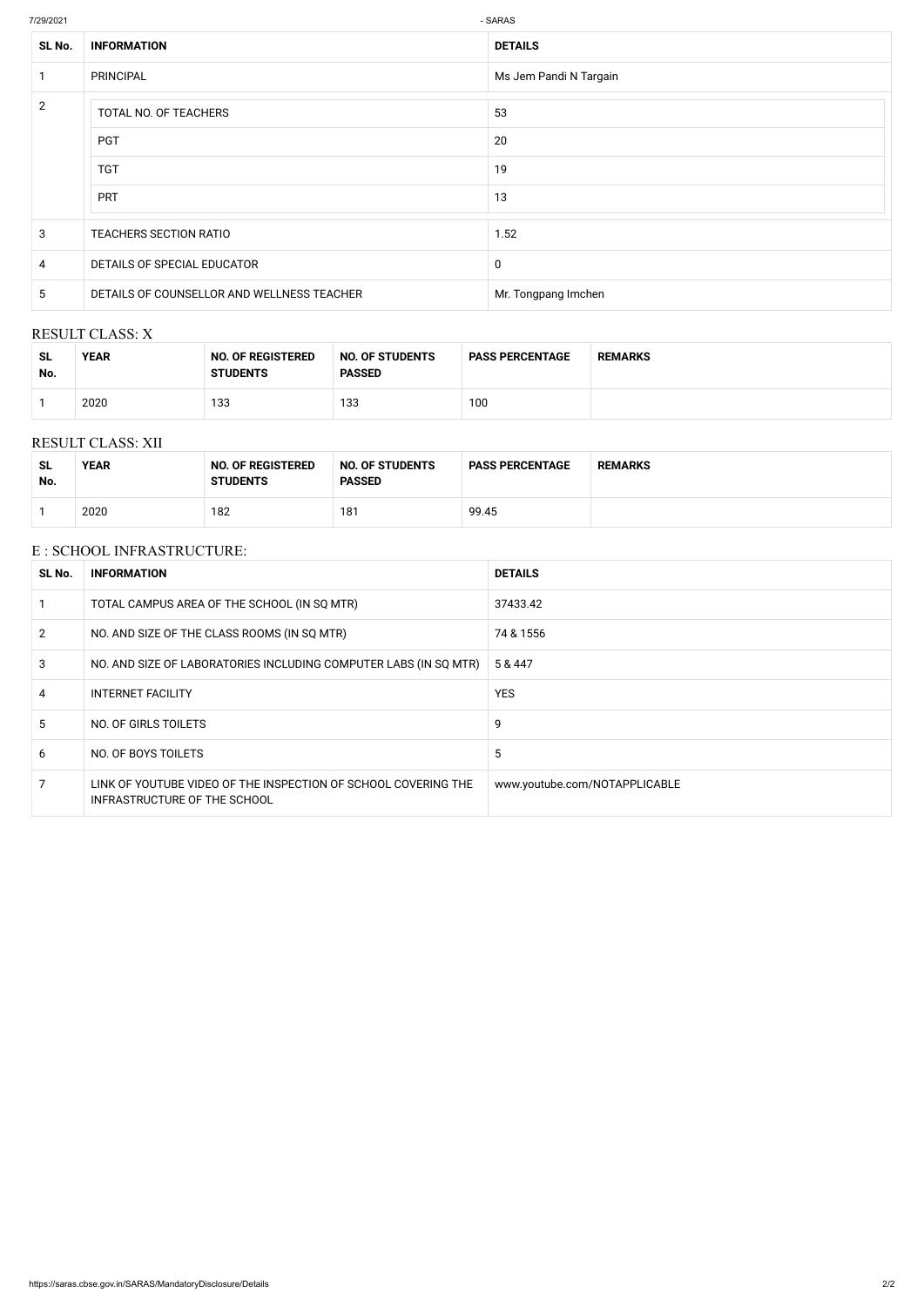| SL No. | INFORMATION | DETAILS |
|---|---|---|
| 1 | PRINCIPAL | Ms Jem Pandi N Targain |
| 2 | TOTAL NO. OF TEACHERS | 53 |
| | PGT | 20 |
| | TGT | 19 |
| | PRT | 13 |
| 3 | TEACHERS SECTION RATIO | 1.52 |
| 4 | DETAILS OF SPECIAL EDUCATOR | 0 |
| 5 | DETAILS OF COUNSELLOR AND WELLNESS TEACHER | Mr. Tongpang Imchen |

## RESULT CLASS: X

| SL No. | YEAR | NO. OF REGISTERED STUDENTS | NO. OF STUDENTS PASSED | PASS PERCENTAGE | REMARKS |
|---|---|---|---|---|---|
| 1 | 2020 | 133 | 133 | 100 | |

## RESULT CLASS: XII

| SL No. | YEAR | NO. OF REGISTERED STUDENTS | NO. OF STUDENTS PASSED | PASS PERCENTAGE | REMARKS |
|---|---|---|---|---|---|
| 1 | 2020 | 182 | 181 | 99.45 | |

## E : SCHOOL INFRASTRUCTURE:

| SL No. | INFORMATION | DETAILS |
|---|---|---|
| 1 | TOTAL CAMPUS AREA OF THE SCHOOL (IN SQ MTR) | 37433.42 |
| 2 | NO. AND SIZE OF THE CLASS ROOMS (IN SQ MTR) | 74 & 1556 |
| 3 | NO. AND SIZE OF LABORATORIES INCLUDING COMPUTER LABS (IN SQ MTR) | 5 & 447 |
| 4 | INTERNET FACILITY | YES |
| 5 | NO. OF GIRLS TOILETS | 9 |
| 6 | NO. OF BOYS TOILETS | 5 |
| 7 | LINK OF YOUTUBE VIDEO OF THE INSPECTION OF SCHOOL COVERING THE INFRASTRUCTURE OF THE SCHOOL | www.youtube.com/NOTAPPLICABLE |